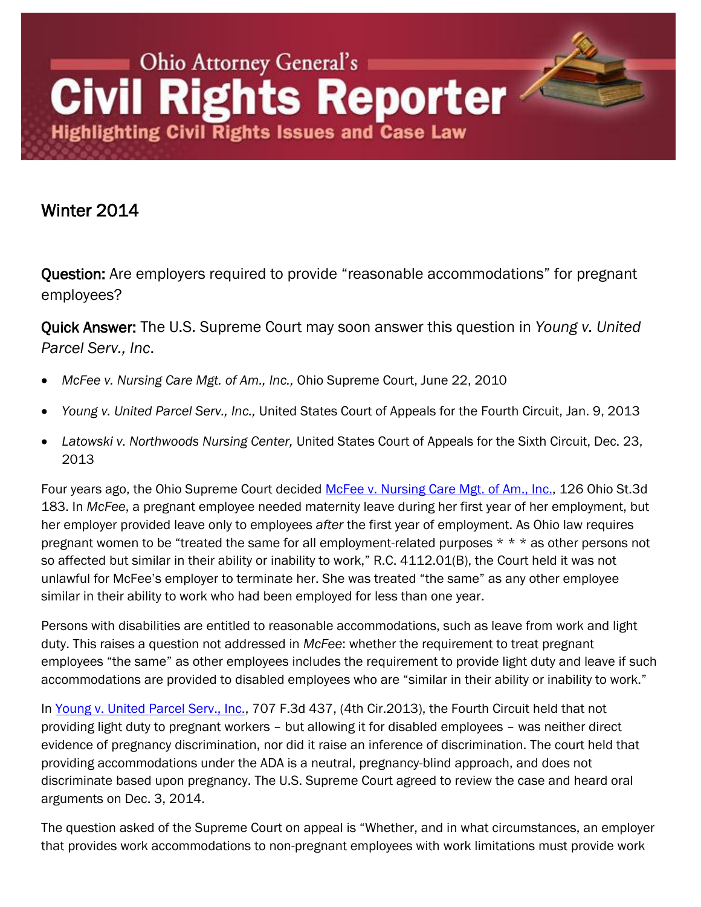# Ohio Attorney General's Civil Rights Reporter

## Highlighting Civil Rights Issues and Case Law

Winter 2014

**Question:** Are employers required to provide "reasonable accommodations" for pregnant employees?

**Quick Answer:** The U.S. Supreme Court may soon answer this question in *Young v. United Parcel Serv., Inc*.

- *McFee v. Nursing Care Mgt. of Am., Inc.,* Ohio Supreme Court, June 22, 2010
- *Young v. United Parcel Serv., Inc.,* United States Court of Appeals for the Fourth Circuit, Jan. 9, 2013
- *Latowski v. Northwoods Nursing Center,* United States Court of Appeals for the Sixth Circuit, Dec. 23, 2013

Four years ago, the Ohio Supreme Court decided McFee v. Nursing Care Mgt. of Am., Inc., 126 Ohio St.3d 183. In *McFee*, a pregnant employee needed maternity leave during her first year of her employment, but her employer provided leave only to employees *after* the first year of employment. As Ohio law requires pregnant women to be "treated the same for all employment-related purposes * * * as other persons not so affected but similar in their ability or inability to work," R.C. 4112.01(B), the Court held it was not unlawful for McFee's employer to terminate her. She was treated "the same" as any other employee similar in their ability to work who had been employed for less than one year.

Persons with disabilities are entitled to reasonable accommodations, such as leave from work and light duty. This raises a question not addressed in *McFee*: whether the requirement to treat pregnant employees "the same" as other employees includes the requirement to provide light duty and leave if such accommodations are provided to disabled employees who are "similar in their ability or inability to work."

In Young v. United Parcel Serv., Inc., 707 F.3d 437, (4th Cir.2013), the Fourth Circuit held that not providing light duty to pregnant workers – but allowing it for disabled employees – was neither direct evidence of pregnancy discrimination, nor did it raise an inference of discrimination. The court held that providing accommodations under the ADA is a neutral, pregnancy-blind approach, and does not discriminate based upon pregnancy. The U.S. Supreme Court agreed to review the case and heard oral arguments on Dec. 3, 2014.

The question asked of the Supreme Court on appeal is "Whether, and in what circumstances, an employer that provides work accommodations to non-pregnant employees with work limitations must provide work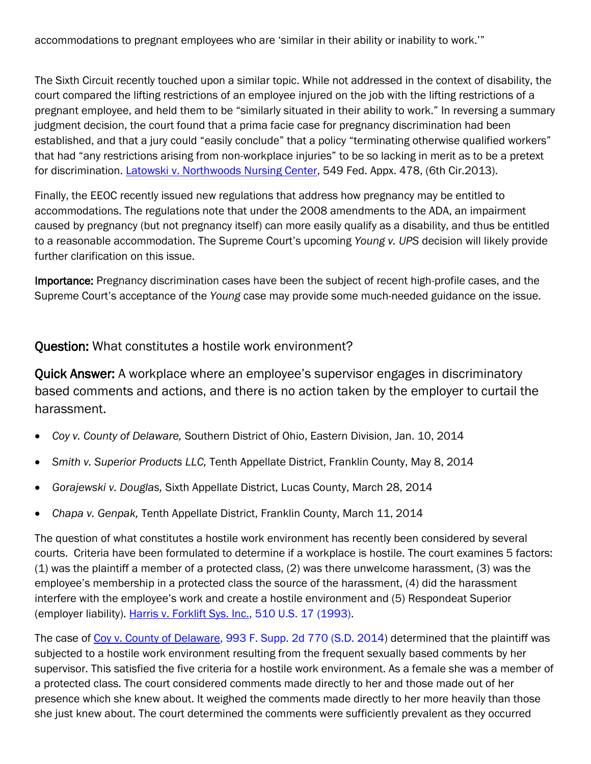accommodations to pregnant employees who are 'similar in their ability or inability to work.'"

The Sixth Circuit recently touched upon a similar topic. While not addressed in the context of disability, the court compared the lifting restrictions of an employee injured on the job with the lifting restrictions of a pregnant employee, and held them to be "similarly situated in their ability to work." In reversing a summary judgment decision, the court found that a prima facie case for pregnancy discrimination had been established, and that a jury could "easily conclude" that a policy "terminating otherwise qualified workers" that had "any restrictions arising from non-workplace injuries" to be so lacking in merit as to be a pretext for discrimination. Latowski v. Northwoods Nursing Center, 549 Fed. Appx. 478, (6th Cir.2013).

Finally, the EEOC recently issued new regulations that address how pregnancy may be entitled to accommodations. The regulations note that under the 2008 amendments to the ADA, an impairment caused by pregnancy (but not pregnancy itself) can more easily qualify as a disability, and thus be entitled to a reasonable accommodation. The Supreme Court's upcoming *Young v. UPS* decision will likely provide further clarification on this issue.

**Importance:** Pregnancy discrimination cases have been the subject of recent high-profile cases, and the Supreme Court's acceptance of the *Young* case may provide some much-needed guidance on the issue.

## **Question:** What constitutes a hostile work environment?

**Quick Answer:** A workplace where an employee's supervisor engages in discriminatory based comments and actions, and there is no action taken by the employer to curtail the harassment.

- *Coy v. County of Delaware,* Southern District of Ohio, Eastern Division, Jan. 10, 2014
- *Smith v. Superior Products LLC,* Tenth Appellate District, Franklin County, May 8, 2014
- *Gorajewski v. Douglas,* Sixth Appellate District, Lucas County, March 28, 2014
- *Chapa v. Genpak,* Tenth Appellate District, Franklin County, March 11, 2014

The question of what constitutes a hostile work environment has recently been considered by several courts. Criteria have been formulated to determine if a workplace is hostile. The court examines 5 factors: (1) was the plaintiff a member of a protected class, (2) was there unwelcome harassment, (3) was the employee's membership in a protected class the source of the harassment, (4) did the harassment interfere with the employee's work and create a hostile environment and (5) Respondeat Superior (employer liability). Harris v. Forklift Sys. Inc., 510 U.S. 17 (1993).

The case of Coy v. County of Delaware, 993 F. Supp. 2d 770 (S.D. 2014) determined that the plaintiff was subjected to a hostile work environment resulting from the frequent sexually based comments by her supervisor. This satisfied the five criteria for a hostile work environment. As a female she was a member of a protected class. The court considered comments made directly to her and those made out of her presence which she knew about. It weighed the comments made directly to her more heavily than those she just knew about. The court determined the comments were sufficiently prevalent as they occurred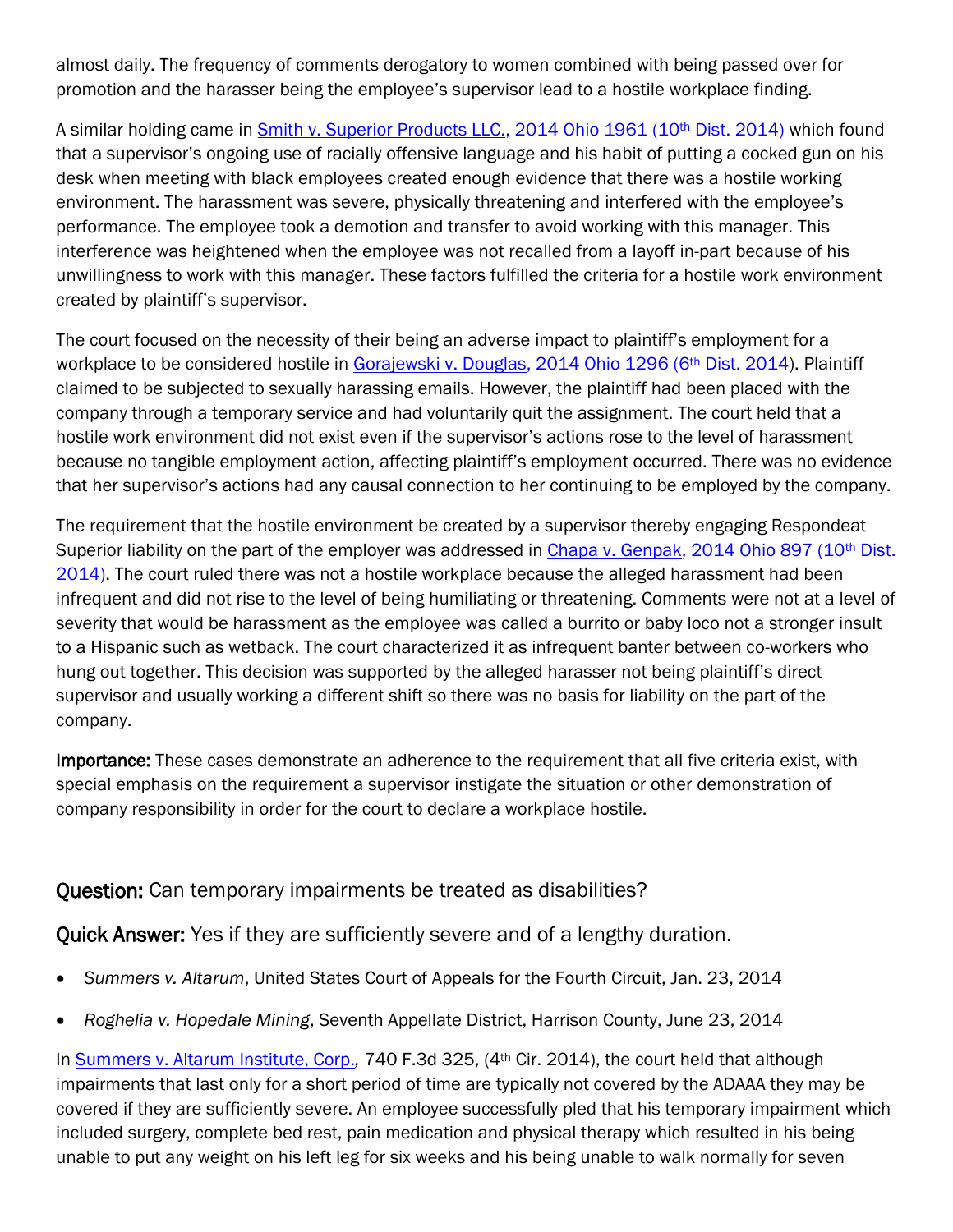almost daily. The frequency of comments derogatory to women combined with being passed over for promotion and the harasser being the employee's supervisor lead to a hostile workplace finding.

A similar holding came in [Smith v. Superior Products LLC., 2014 Ohio 1961 (10th Dist. 2014)]() which found that a supervisor's ongoing use of racially offensive language and his habit of putting a cocked gun on his desk when meeting with black employees created enough evidence that there was a hostile working environment. The harassment was severe, physically threatening and interfered with the employee's performance. The employee took a demotion and transfer to avoid working with this manager. This interference was heightened when the employee was not recalled from a layoff in-part because of his unwillingness to work with this manager. These factors fulfilled the criteria for a hostile work environment created by plaintiff's supervisor.

The court focused on the necessity of their being an adverse impact to plaintiff's employment for a workplace to be considered hostile in [Gorajewski v. Douglas, 2014 Ohio 1296 (6th Dist. 2014)](). Plaintiff claimed to be subjected to sexually harassing emails. However, the plaintiff had been placed with the company through a temporary service and had voluntarily quit the assignment. The court held that a hostile work environment did not exist even if the supervisor's actions rose to the level of harassment because no tangible employment action, affecting plaintiff's employment occurred. There was no evidence that her supervisor's actions had any causal connection to her continuing to be employed by the company.

The requirement that the hostile environment be created by a supervisor thereby engaging Respondeat Superior liability on the part of the employer was addressed in [Chapa v. Genpak, 2014 Ohio 897 (10th Dist. 2014)](). The court ruled there was not a hostile workplace because the alleged harassment had been infrequent and did not rise to the level of being humiliating or threatening. Comments were not at a level of severity that would be harassment as the employee was called a burrito or baby loco not a stronger insult to a Hispanic such as wetback. The court characterized it as infrequent banter between co-workers who hung out together. This decision was supported by the alleged harasser not being plaintiff's direct supervisor and usually working a different shift so there was no basis for liability on the part of the company.

**Importance:** These cases demonstrate an adherence to the requirement that all five criteria exist, with special emphasis on the requirement a supervisor instigate the situation or other demonstration of company responsibility in order for the court to declare a workplace hostile.

**Question:** Can temporary impairments be treated as disabilities?

**Quick Answer:** Yes if they are sufficiently severe and of a lengthy duration.

- *Summers v. Altarum*, United States Court of Appeals for the Fourth Circuit, Jan. 23, 2014
- *Roghelia v. Hopedale Mining*, Seventh Appellate District, Harrison County, June 23, 2014

In [Summers v. Altarum Institute, Corp.,]() 740 F.3d 325, (4th Cir. 2014), the court held that although impairments that last only for a short period of time are typically not covered by the ADAAA they may be covered if they are sufficiently severe. An employee successfully pled that his temporary impairment which included surgery, complete bed rest, pain medication and physical therapy which resulted in his being unable to put any weight on his left leg for six weeks and his being unable to walk normally for seven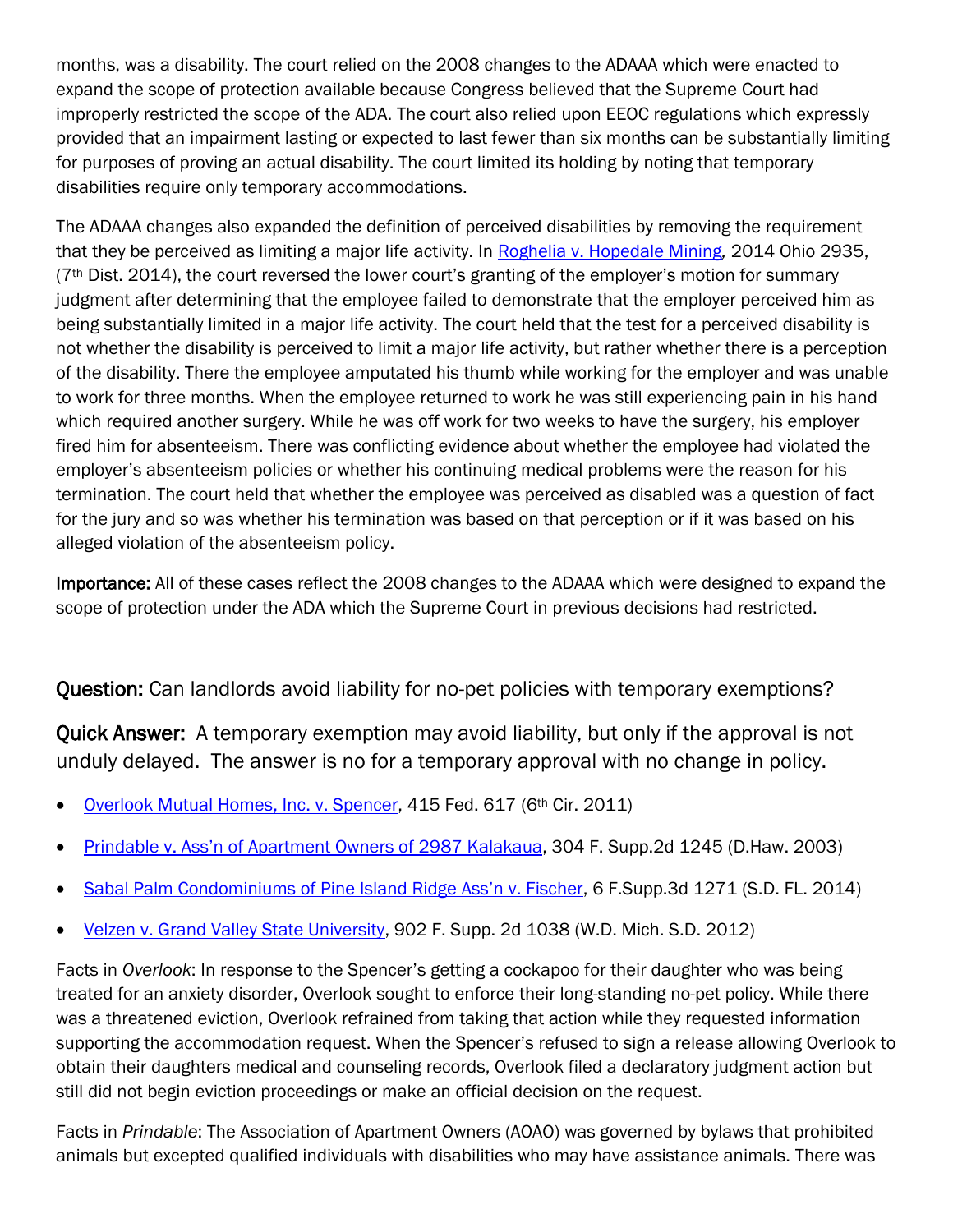months, was a disability. The court relied on the 2008 changes to the ADAAA which were enacted to expand the scope of protection available because Congress believed that the Supreme Court had improperly restricted the scope of the ADA. The court also relied upon EEOC regulations which expressly provided that an impairment lasting or expected to last fewer than six months can be substantially limiting for purposes of proving an actual disability. The court limited its holding by noting that temporary disabilities require only temporary accommodations.

The ADAAA changes also expanded the definition of perceived disabilities by removing the requirement that they be perceived as limiting a major life activity. In Roghelia v. Hopedale Mining, 2014 Ohio 2935, (7th Dist. 2014), the court reversed the lower court's granting of the employer's motion for summary judgment after determining that the employee failed to demonstrate that the employer perceived him as being substantially limited in a major life activity. The court held that the test for a perceived disability is not whether the disability is perceived to limit a major life activity, but rather whether there is a perception of the disability. There the employee amputated his thumb while working for the employer and was unable to work for three months. When the employee returned to work he was still experiencing pain in his hand which required another surgery. While he was off work for two weeks to have the surgery, his employer fired him for absenteeism. There was conflicting evidence about whether the employee had violated the employer's absenteeism policies or whether his continuing medical problems were the reason for his termination. The court held that whether the employee was perceived as disabled was a question of fact for the jury and so was whether his termination was based on that perception or if it was based on his alleged violation of the absenteeism policy.

**Importance:** All of these cases reflect the 2008 changes to the ADAAA which were designed to expand the scope of protection under the ADA which the Supreme Court in previous decisions had restricted.

## **Question:** Can landlords avoid liability for no-pet policies with temporary exemptions?

**Quick Answer:** A temporary exemption may avoid liability, but only if the approval is not unduly delayed. The answer is no for a temporary approval with no change in policy.

- Overlook Mutual Homes, Inc. v. Spencer, 415 Fed. 617 (6th Cir. 2011)
- Prindable v. Ass'n of Apartment Owners of 2987 Kalakaua, 304 F. Supp.2d 1245 (D.Haw. 2003)
- Sabal Palm Condominiums of Pine Island Ridge Ass'n v. Fischer, 6 F.Supp.3d 1271 (S.D. FL. 2014)
- Velzen v. Grand Valley State University, 902 F. Supp. 2d 1038 (W.D. Mich. S.D. 2012)

Facts in *Overlook*: In response to the Spencer's getting a cockapoo for their daughter who was being treated for an anxiety disorder, Overlook sought to enforce their long-standing no-pet policy. While there was a threatened eviction, Overlook refrained from taking that action while they requested information supporting the accommodation request. When the Spencer's refused to sign a release allowing Overlook to obtain their daughters medical and counseling records, Overlook filed a declaratory judgment action but still did not begin eviction proceedings or make an official decision on the request.

Facts in *Prindable*: The Association of Apartment Owners (AOAO) was governed by bylaws that prohibited animals but excepted qualified individuals with disabilities who may have assistance animals. There was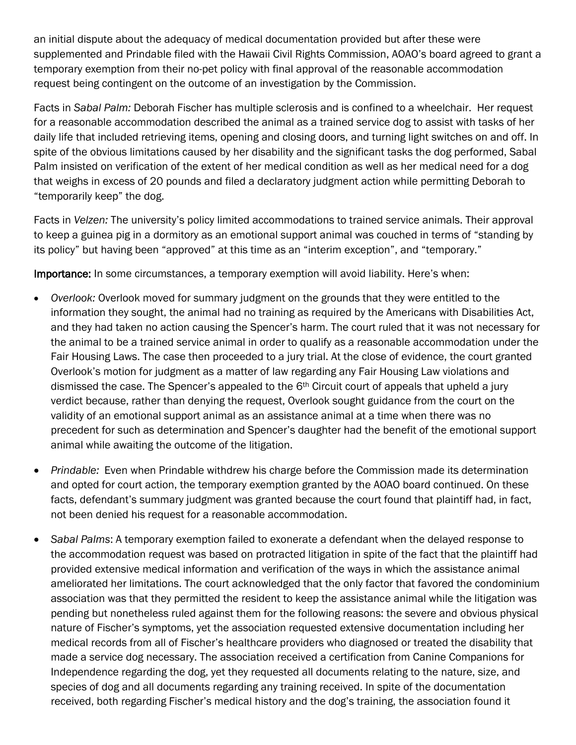an initial dispute about the adequacy of medical documentation provided but after these were supplemented and Prindable filed with the Hawaii Civil Rights Commission, AOAO's board agreed to grant a temporary exemption from their no-pet policy with final approval of the reasonable accommodation request being contingent on the outcome of an investigation by the Commission.

Facts in *Sabal Palm:* Deborah Fischer has multiple sclerosis and is confined to a wheelchair. Her request for a reasonable accommodation described the animal as a trained service dog to assist with tasks of her daily life that included retrieving items, opening and closing doors, and turning light switches on and off. In spite of the obvious limitations caused by her disability and the significant tasks the dog performed, Sabal Palm insisted on verification of the extent of her medical condition as well as her medical need for a dog that weighs in excess of 20 pounds and filed a declaratory judgment action while permitting Deborah to "temporarily keep" the dog.

Facts in *Velzen:* The university's policy limited accommodations to trained service animals. Their approval to keep a guinea pig in a dormitory as an emotional support animal was couched in terms of "standing by its policy" but having been "approved" at this time as an "interim exception", and "temporary."

**Importance:** In some circumstances, a temporary exemption will avoid liability. Here's when:

- *Overlook:* Overlook moved for summary judgment on the grounds that they were entitled to the information they sought, the animal had no training as required by the Americans with Disabilities Act, and they had taken no action causing the Spencer's harm. The court ruled that it was not necessary for the animal to be a trained service animal in order to qualify as a reasonable accommodation under the Fair Housing Laws. The case then proceeded to a jury trial. At the close of evidence, the court granted Overlook's motion for judgment as a matter of law regarding any Fair Housing Law violations and dismissed the case. The Spencer's appealed to the 6th Circuit court of appeals that upheld a jury verdict because, rather than denying the request, Overlook sought guidance from the court on the validity of an emotional support animal as an assistance animal at a time when there was no precedent for such as determination and Spencer's daughter had the benefit of the emotional support animal while awaiting the outcome of the litigation.

- *Prindable:* Even when Prindable withdrew his charge before the Commission made its determination and opted for court action, the temporary exemption granted by the AOAO board continued. On these facts, defendant's summary judgment was granted because the court found that plaintiff had, in fact, not been denied his request for a reasonable accommodation.

- *Sabal Palms*: A temporary exemption failed to exonerate a defendant when the delayed response to the accommodation request was based on protracted litigation in spite of the fact that the plaintiff had provided extensive medical information and verification of the ways in which the assistance animal ameliorated her limitations. The court acknowledged that the only factor that favored the condominium association was that they permitted the resident to keep the assistance animal while the litigation was pending but nonetheless ruled against them for the following reasons: the severe and obvious physical nature of Fischer's symptoms, yet the association requested extensive documentation including her medical records from all of Fischer's healthcare providers who diagnosed or treated the disability that made a service dog necessary. The association received a certification from Canine Companions for Independence regarding the dog, yet they requested all documents relating to the nature, size, and species of dog and all documents regarding any training received. In spite of the documentation received, both regarding Fischer's medical history and the dog's training, the association found it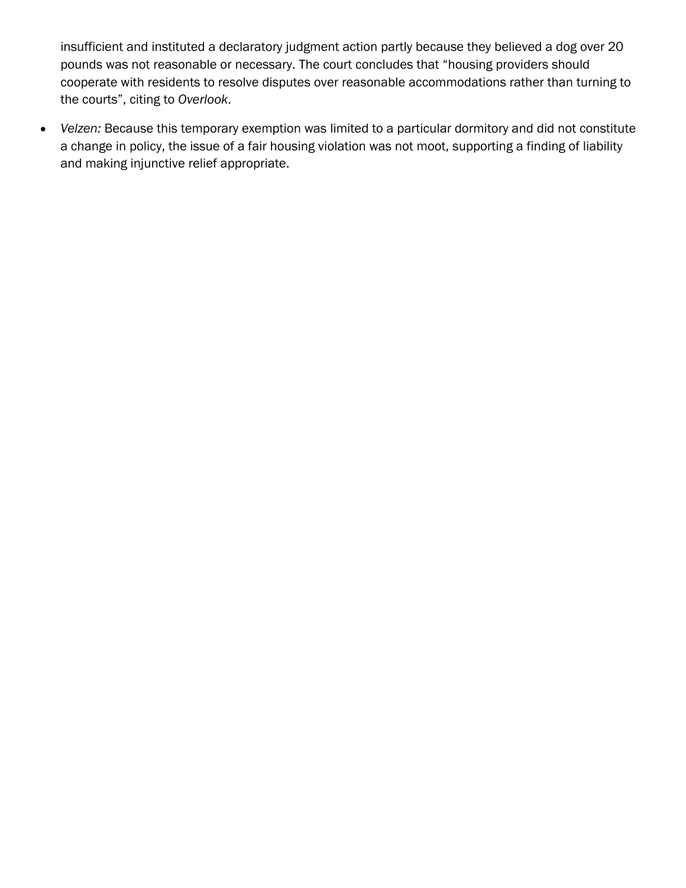insufficient and instituted a declaratory judgment action partly because they believed a dog over 20 pounds was not reasonable or necessary. The court concludes that "housing providers should cooperate with residents to resolve disputes over reasonable accommodations rather than turning to the courts", citing to *Overlook*.

- *Velzen:* Because this temporary exemption was limited to a particular dormitory and did not constitute a change in policy, the issue of a fair housing violation was not moot, supporting a finding of liability and making injunctive relief appropriate.